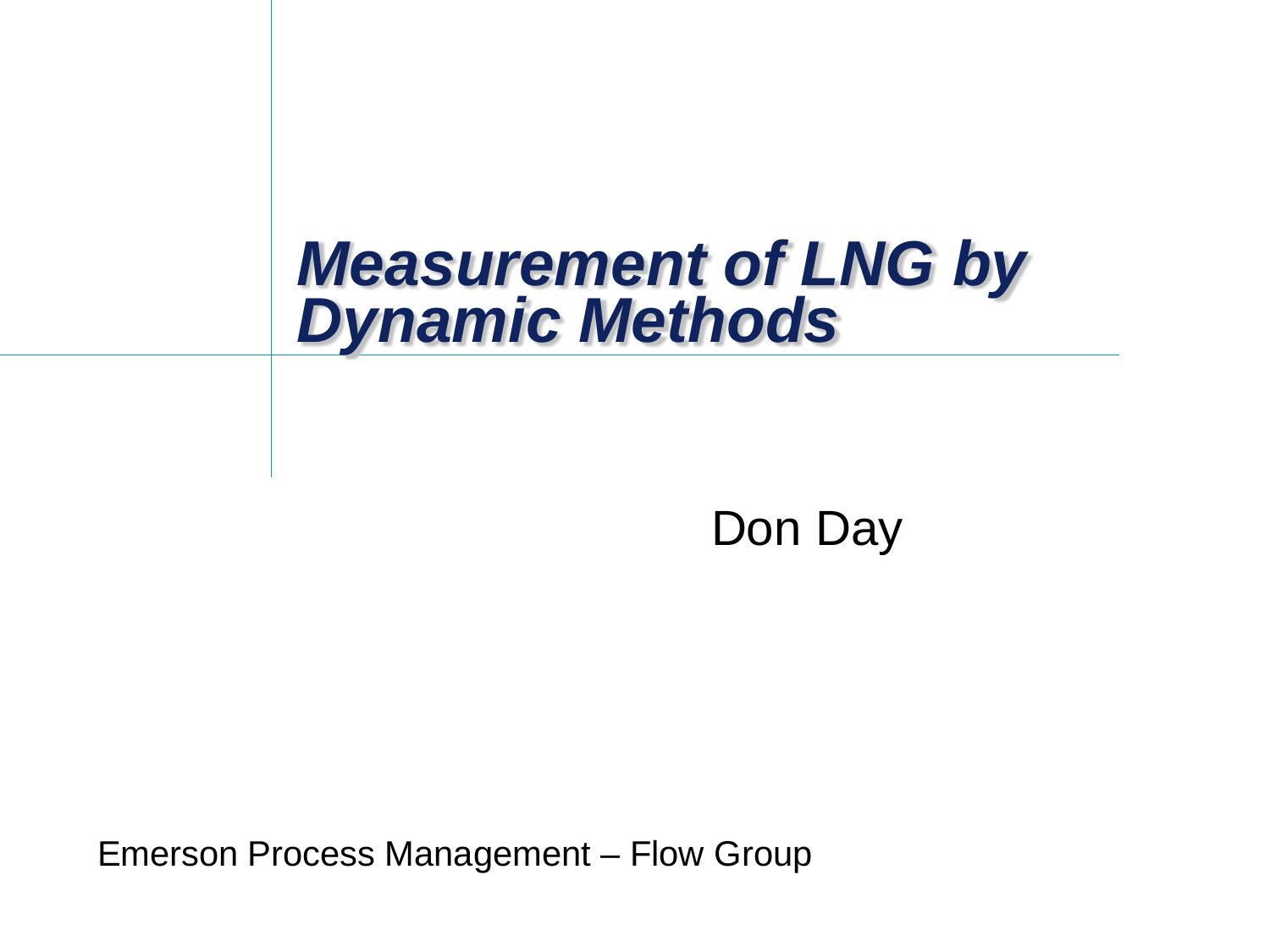# *Measurement of LNG by Dynamic Methods*

Don Day

Emerson Process Management – Flow Group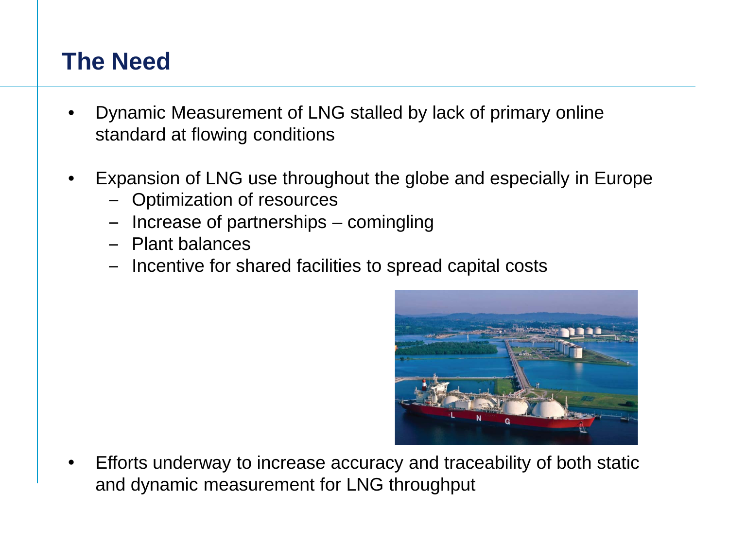## The Need

- Dynamic Measurement of LNG stalled by lack of primary online standard at flowing conditions
- Expansion of LNG use throughout the globe and especially in Europe
  - Optimization of resources
  - Increase of partnerships – comingling
  - Plant balances
  - Incentive for shared facilities to spread capital costs
- Efforts underway to increase accuracy and traceability of both static and dynamic measurement for LNG throughput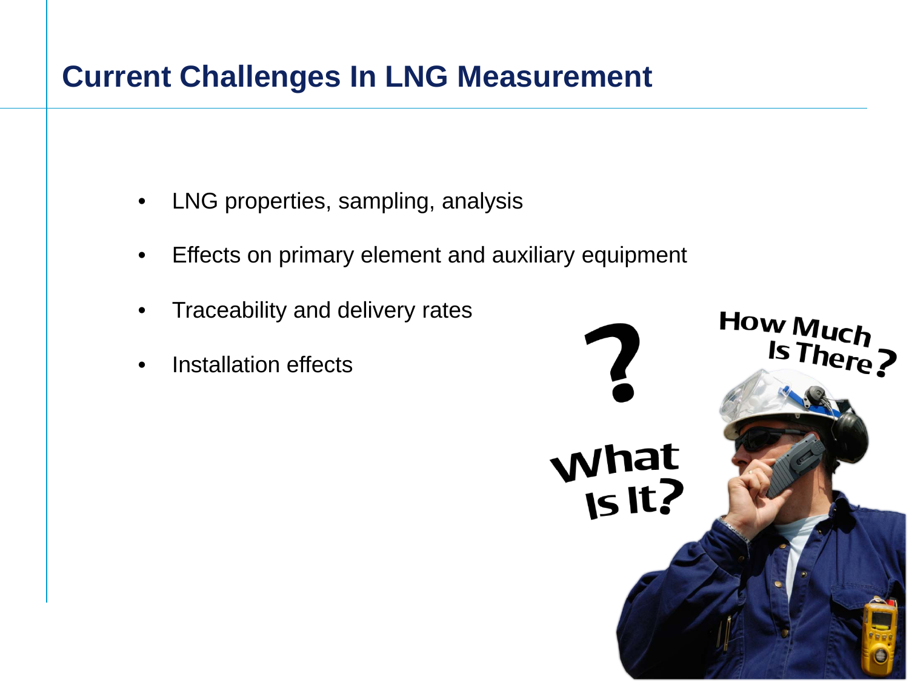# Current Challenges In LNG Measurement

- LNG properties, sampling, analysis
- Effects on primary element and auxiliary equipment
- Traceability and delivery rates
- Installation effects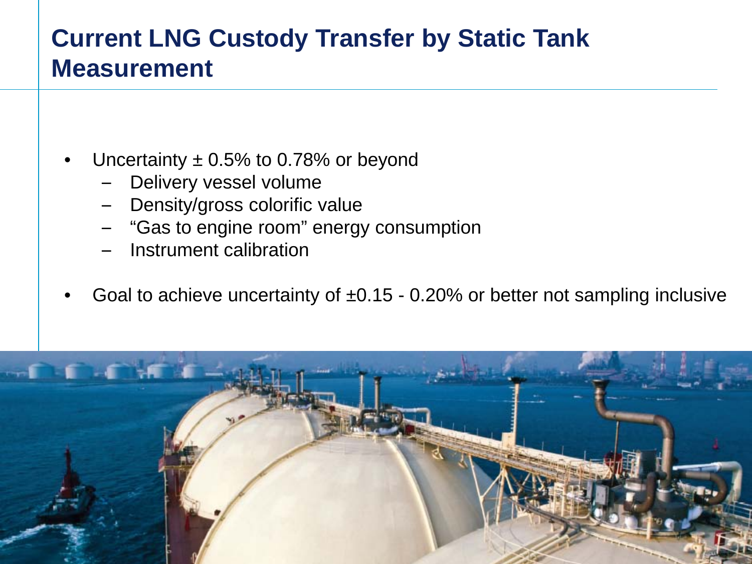# Current LNG Custody Transfer by Static Tank Measurement

- Uncertainty ± 0.5% to 0.78% or beyond
  - Delivery vessel volume
  - Density/gross colorific value
  - “Gas to engine room” energy consumption
  - Instrument calibration
- Goal to achieve uncertainty of ±0.15 - 0.20% or better not sampling inclusive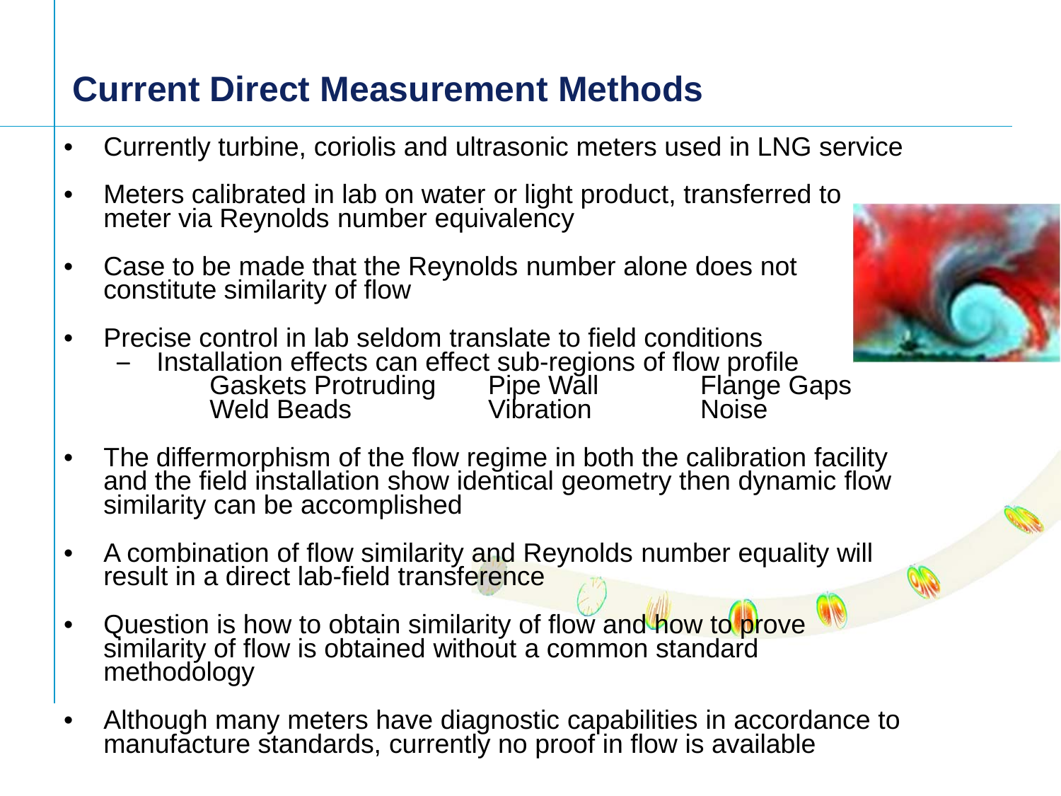# Current Direct Measurement Methods

- Currently turbine, coriolis and ultrasonic meters used in LNG service
- Meters calibrated in lab on water or light product, transferred to meter via Reynolds number equivalency
- Case to be made that the Reynolds number alone does not constitute similarity of flow
- Precise control in lab seldom translate to field conditions
  - Installation effects can effect sub-regions of flow profile

    | | | |
    |---|---|---|
    | Gaskets Protruding | Pipe Wall | Flange Gaps |
    | Weld Beads | Vibration | Noise |

- The differmorphism of the flow regime in both the calibration facility and the field installation show identical geometry then dynamic flow similarity can be accomplished
- A combination of flow similarity and Reynolds number equality will result in a direct lab-field transference
- Question is how to obtain similarity of flow and how to prove similarity of flow is obtained without a common standard methodology
- Although many meters have diagnostic capabilities in accordance to manufacture standards, currently no proof in flow is available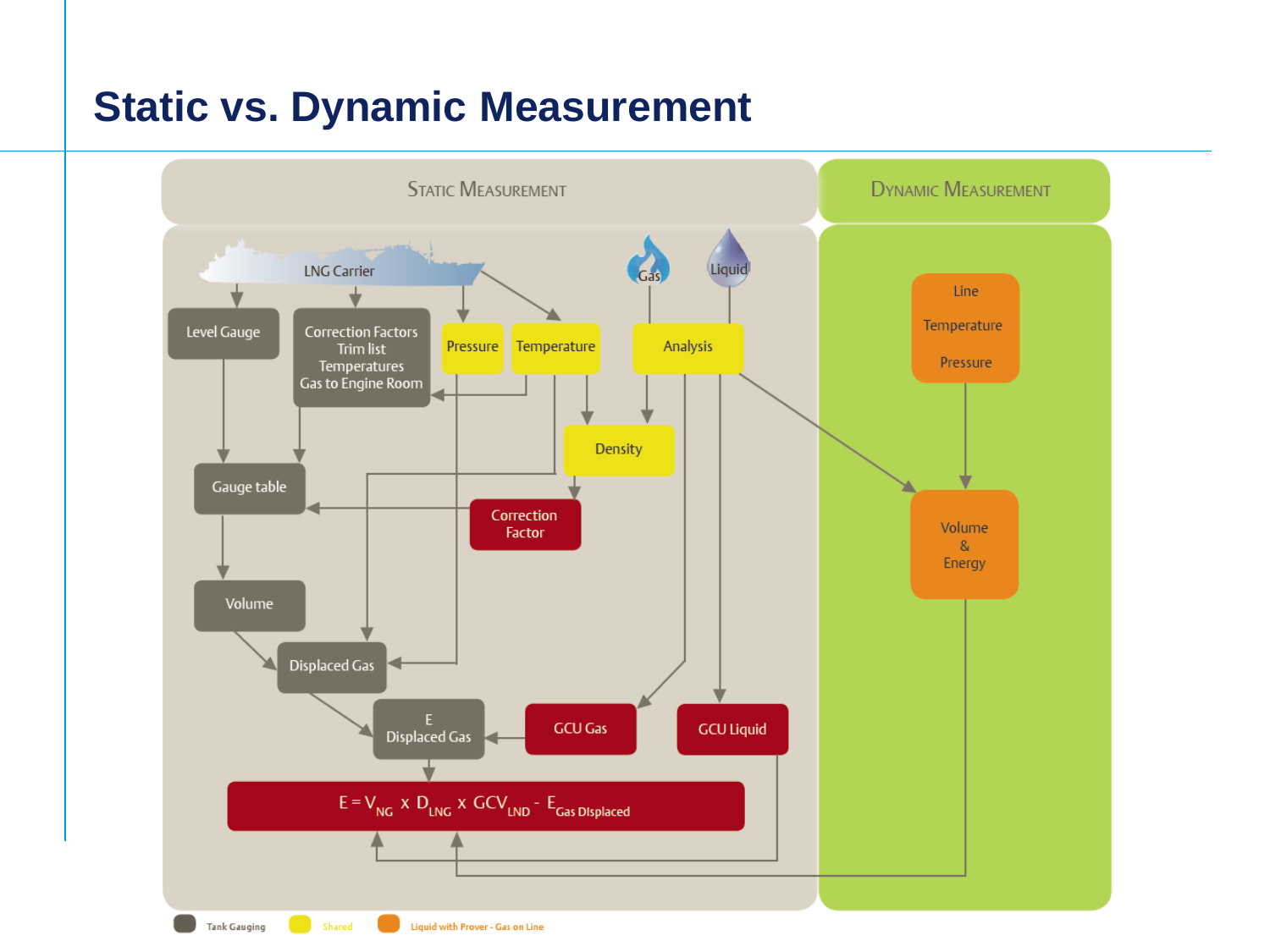# Static vs. Dynamic Measurement

STATIC MEASUREMENT

DYNAMIC MEASUREMENT

LNG Carrier

Gas

Liquid

Level Gauge

Correction Factors
Trim list
Temperatures
Gas to Engine Room

Pressure

Temperature

Analysis

Line
Temperature
Pressure

Density

Gauge table

Correction Factor

Volume & Energy

Volume

Displaced Gas

E Displaced Gas

GCU Gas

GCU Liquid

$$E = V_{NG} \times D_{LNG} \times GCV_{LND} - E_{Gas\ Displaced}$$

Tank Gauging | Shared | Liquid with Prover - Gas on Line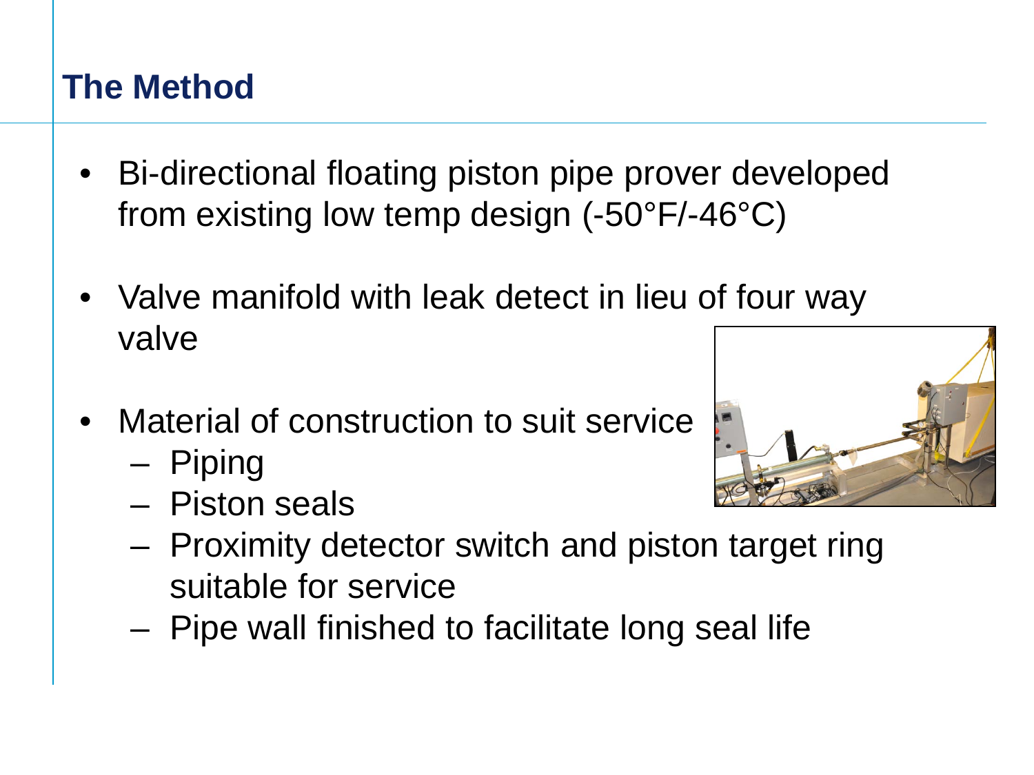## The Method

- Bi-directional floating piston pipe prover developed from existing low temp design (-50°F/-46°C)
- Valve manifold with leak detect in lieu of four way valve
- Material of construction to suit service
  - Piping
  - Piston seals
  - Proximity detector switch and piston target ring suitable for service
  - Pipe wall finished to facilitate long seal life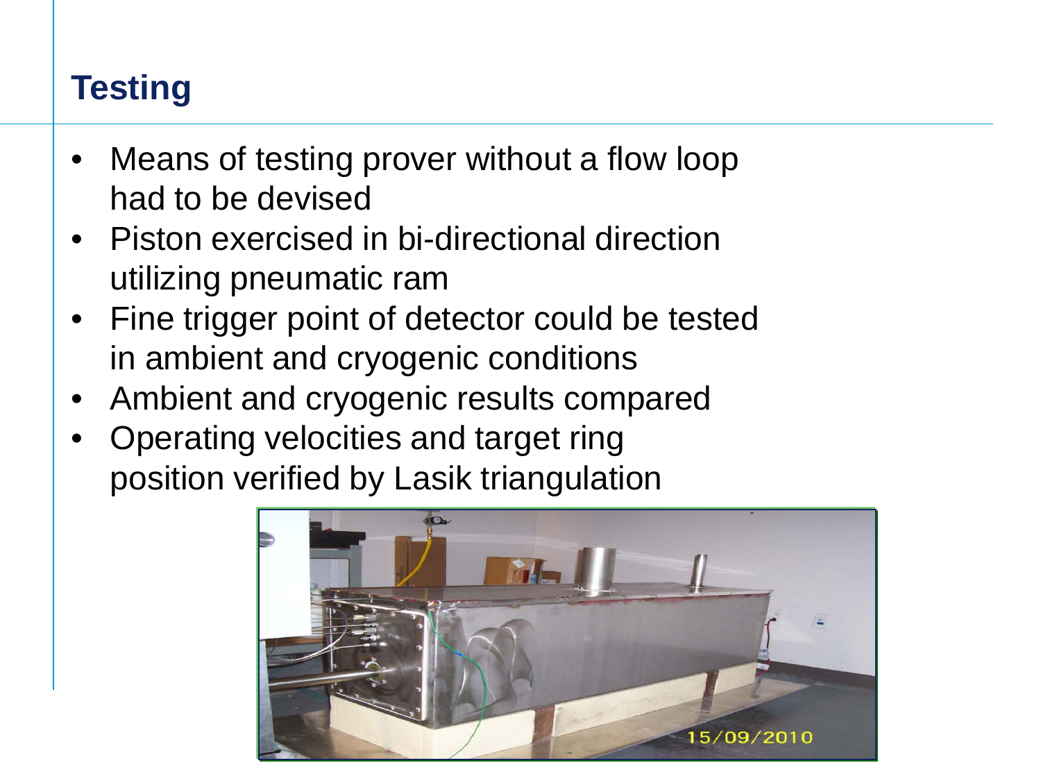## Testing

- Means of testing prover without a flow loop had to be devised
- Piston exercised in bi-directional direction utilizing pneumatic ram
- Fine trigger point of detector could be tested in ambient and cryogenic conditions
- Ambient and cryogenic results compared
- Operating velocities and target ring position verified by Lasik triangulation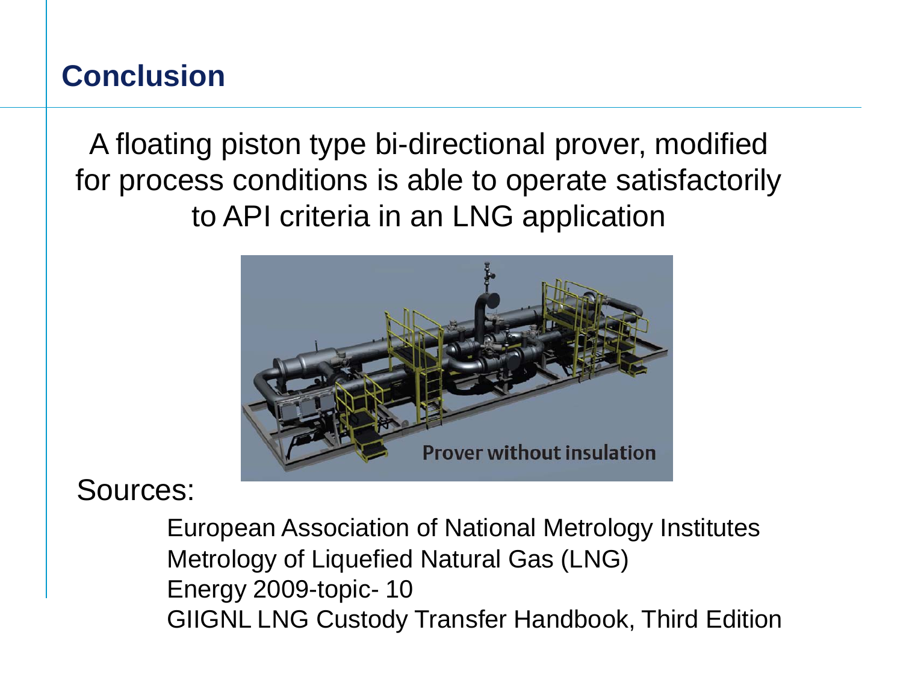## Conclusion

A floating piston type bi-directional prover, modified for process conditions is able to operate satisfactorily to API criteria in an LNG application

Prover without insulation

Sources:

European Association of National Metrology Institutes
Metrology of Liquefied Natural Gas (LNG)
Energy 2009-topic- 10
GIIGNL LNG Custody Transfer Handbook, Third Edition